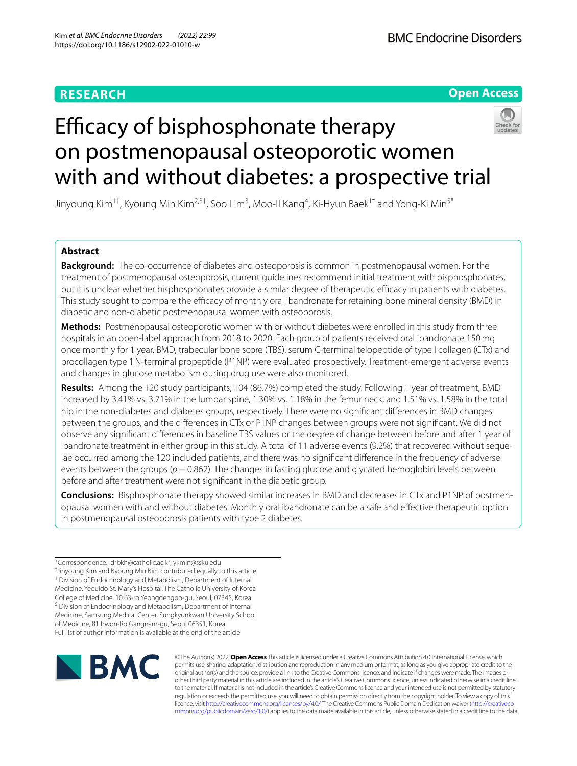**RESEARCH** **Open Access**

# Efficacy of bisphosphonate therapy on postmenopausal osteoporotic women with and without diabetes: a prospective trial

Jinyoung Kim[1†], Kyoung Min Kim[2,3†], Soo Lim[3], Moo-Il Kang[4], Ki-Hyun Baek[1*] and Yong-Ki Min[5*]

## Abstract

**Background:** The co-occurrence of diabetes and osteoporosis is common in postmenopausal women. For the treatment of postmenopausal osteoporosis, current guidelines recommend initial treatment with bisphosphonates, but it is unclear whether bisphosphonates provide a similar degree of therapeutic efficacy in patients with diabetes. This study sought to compare the efficacy of monthly oral ibandronate for retaining bone mineral density (BMD) in diabetic and non-diabetic postmenopausal women with osteoporosis.

**Methods:** Postmenopausal osteoporotic women with or without diabetes were enrolled in this study from three hospitals in an open-label approach from 2018 to 2020. Each group of patients received oral ibandronate 150 mg once monthly for 1 year. BMD, trabecular bone score (TBS), serum C-terminal telopeptide of type I collagen (CTx) and procollagen type 1 N-terminal propeptide (P1NP) were evaluated prospectively. Treatment-emergent adverse events and changes in glucose metabolism during drug use were also monitored.

**Results:** Among the 120 study participants, 104 (86.7%) completed the study. Following 1 year of treatment, BMD increased by 3.41% vs. 3.71% in the lumbar spine, 1.30% vs. 1.18% in the femur neck, and 1.51% vs. 1.58% in the total hip in the non-diabetes and diabetes groups, respectively. There were no significant differences in BMD changes between the groups, and the differences in CTx or P1NP changes between groups were not significant. We did not observe any significant differences in baseline TBS values or the degree of change between before and after 1 year of ibandronate treatment in either group in this study. A total of 11 adverse events (9.2%) that recovered without sequelae occurred among the 120 included patients, and there was no significant difference in the frequency of adverse events between the groups ($p = 0.862$). The changes in fasting glucose and glycated hemoglobin levels between before and after treatment were not significant in the diabetic group.

**Conclusions:** Bisphosphonate therapy showed similar increases in BMD and decreases in CTx and P1NP of postmenopausal women with and without diabetes. Monthly oral ibandronate can be a safe and effective therapeutic option in postmenopausal osteoporosis patients with type 2 diabetes.

*Correspondence: drbkh@catholic.ac.kr; ykmin@ssku.edu
†Jinyoung Kim and Kyoung Min Kim contributed equally to this article.
[1] Division of Endocrinology and Metabolism, Department of Internal Medicine, Yeouido St. Mary's Hospital, The Catholic University of Korea College of Medicine, 10 63-ro Yeongdengpo-gu, Seoul, 07345, Korea
[5] Division of Endocrinology and Metabolism, Department of Internal Medicine, Samsung Medical Center, Sungkyunkwan University School of Medicine, 81 Irwon-Ro Gangnam-gu, Seoul 06351, Korea
Full list of author information is available at the end of the article

© The Author(s) 2022. **Open Access** This article is licensed under a Creative Commons Attribution 4.0 International License, which permits use, sharing, adaptation, distribution and reproduction in any medium or format, as long as you give appropriate credit to the original author(s) and the source, provide a link to the Creative Commons licence, and indicate if changes were made. The images or other third party material in this article are included in the article's Creative Commons licence, unless indicated otherwise in a credit line to the material. If material is not included in the article's Creative Commons licence and your intended use is not permitted by statutory regulation or exceeds the permitted use, you will need to obtain permission directly from the copyright holder. To view a copy of this licence, visit http://creativecommons.org/licenses/by/4.0/. The Creative Commons Public Domain Dedication waiver (http://creativecommons.org/publicdomain/zero/1.0/) applies to the data made available in this article, unless otherwise stated in a credit line to the data.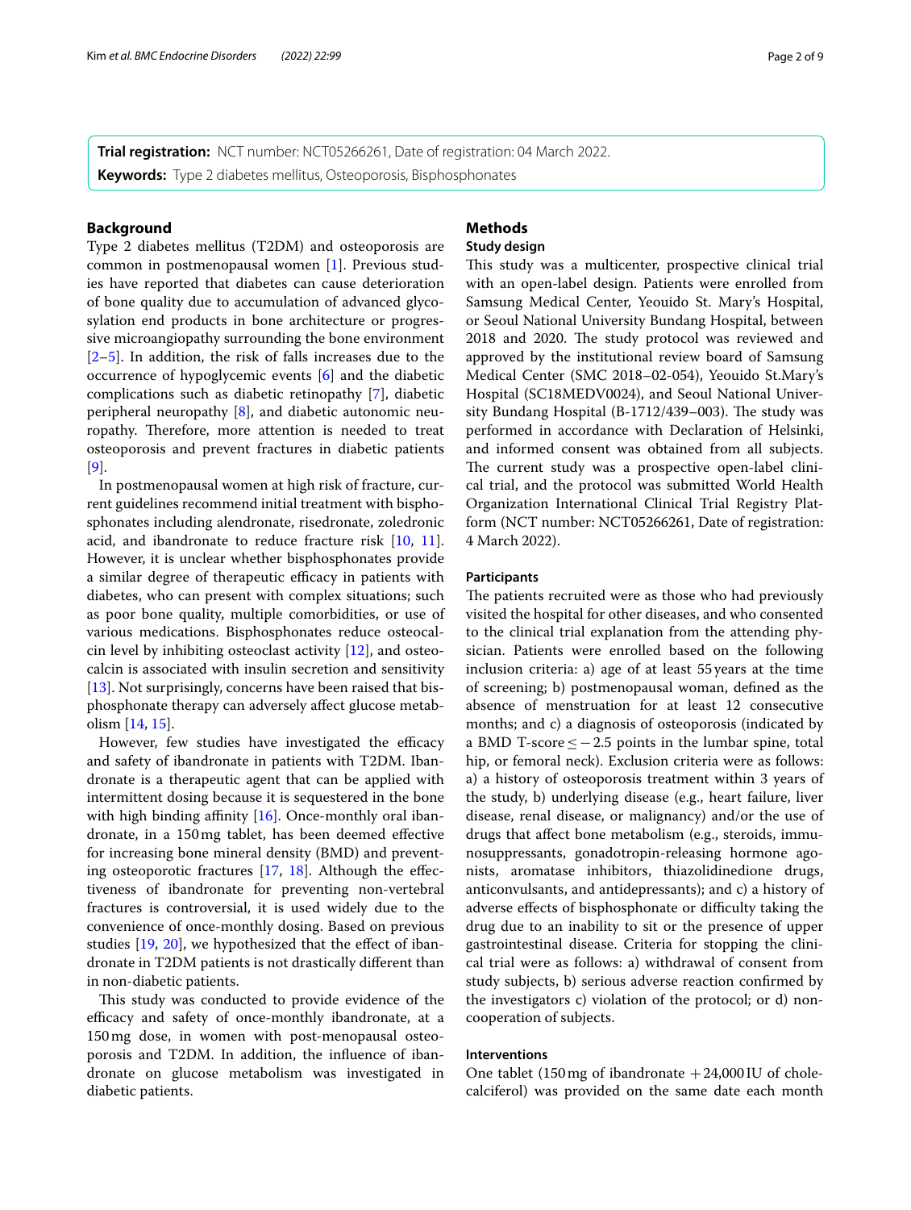**Trial registration:** NCT number: NCT05266261, Date of registration: 04 March 2022.

**Keywords:** Type 2 diabetes mellitus, Osteoporosis, Bisphosphonates

## Background

Type 2 diabetes mellitus (T2DM) and osteoporosis are common in postmenopausal women [1]. Previous studies have reported that diabetes can cause deterioration of bone quality due to accumulation of advanced glycosylation end products in bone architecture or progressive microangiopathy surrounding the bone environment [2–5]. In addition, the risk of falls increases due to the occurrence of hypoglycemic events [6] and the diabetic complications such as diabetic retinopathy [7], diabetic peripheral neuropathy [8], and diabetic autonomic neuropathy. Therefore, more attention is needed to treat osteoporosis and prevent fractures in diabetic patients [9].

In postmenopausal women at high risk of fracture, current guidelines recommend initial treatment with bisphosphonates including alendronate, risedronate, zoledronic acid, and ibandronate to reduce fracture risk [10, 11]. However, it is unclear whether bisphosphonates provide a similar degree of therapeutic efficacy in patients with diabetes, who can present with complex situations; such as poor bone quality, multiple comorbidities, or use of various medications. Bisphosphonates reduce osteocalcin level by inhibiting osteoclast activity [12], and osteocalcin is associated with insulin secretion and sensitivity [13]. Not surprisingly, concerns have been raised that bisphosphonate therapy can adversely affect glucose metabolism [14, 15].

However, few studies have investigated the efficacy and safety of ibandronate in patients with T2DM. Ibandronate is a therapeutic agent that can be applied with intermittent dosing because it is sequestered in the bone with high binding affinity [16]. Once-monthly oral ibandronate, in a 150 mg tablet, has been deemed effective for increasing bone mineral density (BMD) and preventing osteoporotic fractures [17, 18]. Although the effectiveness of ibandronate for preventing non-vertebral fractures is controversial, it is used widely due to the convenience of once-monthly dosing. Based on previous studies [19, 20], we hypothesized that the effect of ibandronate in T2DM patients is not drastically different than in non-diabetic patients.

This study was conducted to provide evidence of the efficacy and safety of once-monthly ibandronate, at a 150 mg dose, in women with post-menopausal osteoporosis and T2DM. In addition, the influence of ibandronate on glucose metabolism was investigated in diabetic patients.

## Methods

### Study design

This study was a multicenter, prospective clinical trial with an open-label design. Patients were enrolled from Samsung Medical Center, Yeouido St. Mary's Hospital, or Seoul National University Bundang Hospital, between 2018 and 2020. The study protocol was reviewed and approved by the institutional review board of Samsung Medical Center (SMC 2018–02-054), Yeouido St.Mary's Hospital (SC18MEDV0024), and Seoul National University Bundang Hospital (B-1712/439–003). The study was performed in accordance with Declaration of Helsinki, and informed consent was obtained from all subjects. The current study was a prospective open-label clinical trial, and the protocol was submitted World Health Organization International Clinical Trial Registry Platform (NCT number: NCT05266261, Date of registration: 4 March 2022).

### Participants

The patients recruited were as those who had previously visited the hospital for other diseases, and who consented to the clinical trial explanation from the attending physician. Patients were enrolled based on the following inclusion criteria: a) age of at least 55 years at the time of screening; b) postmenopausal woman, defined as the absence of menstruation for at least 12 consecutive months; and c) a diagnosis of osteoporosis (indicated by a BMD T-score $\leq -2.5$ points in the lumbar spine, total hip, or femoral neck). Exclusion criteria were as follows: a) a history of osteoporosis treatment within 3 years of the study, b) underlying disease (e.g., heart failure, liver disease, renal disease, or malignancy) and/or the use of drugs that affect bone metabolism (e.g., steroids, immunosuppressants, gonadotropin-releasing hormone agonists, aromatase inhibitors, thiazolidinedione drugs, anticonvulsants, and antidepressants); and c) a history of adverse effects of bisphosphonate or difficulty taking the drug due to an inability to sit or the presence of upper gastrointestinal disease. Criteria for stopping the clinical trial were as follows: a) withdrawal of consent from study subjects, b) serious adverse reaction confirmed by the investigators c) violation of the protocol; or d) non-cooperation of subjects.

### Interventions

One tablet (150 mg of ibandronate + 24,000 IU of cholecalciferol) was provided on the same date each month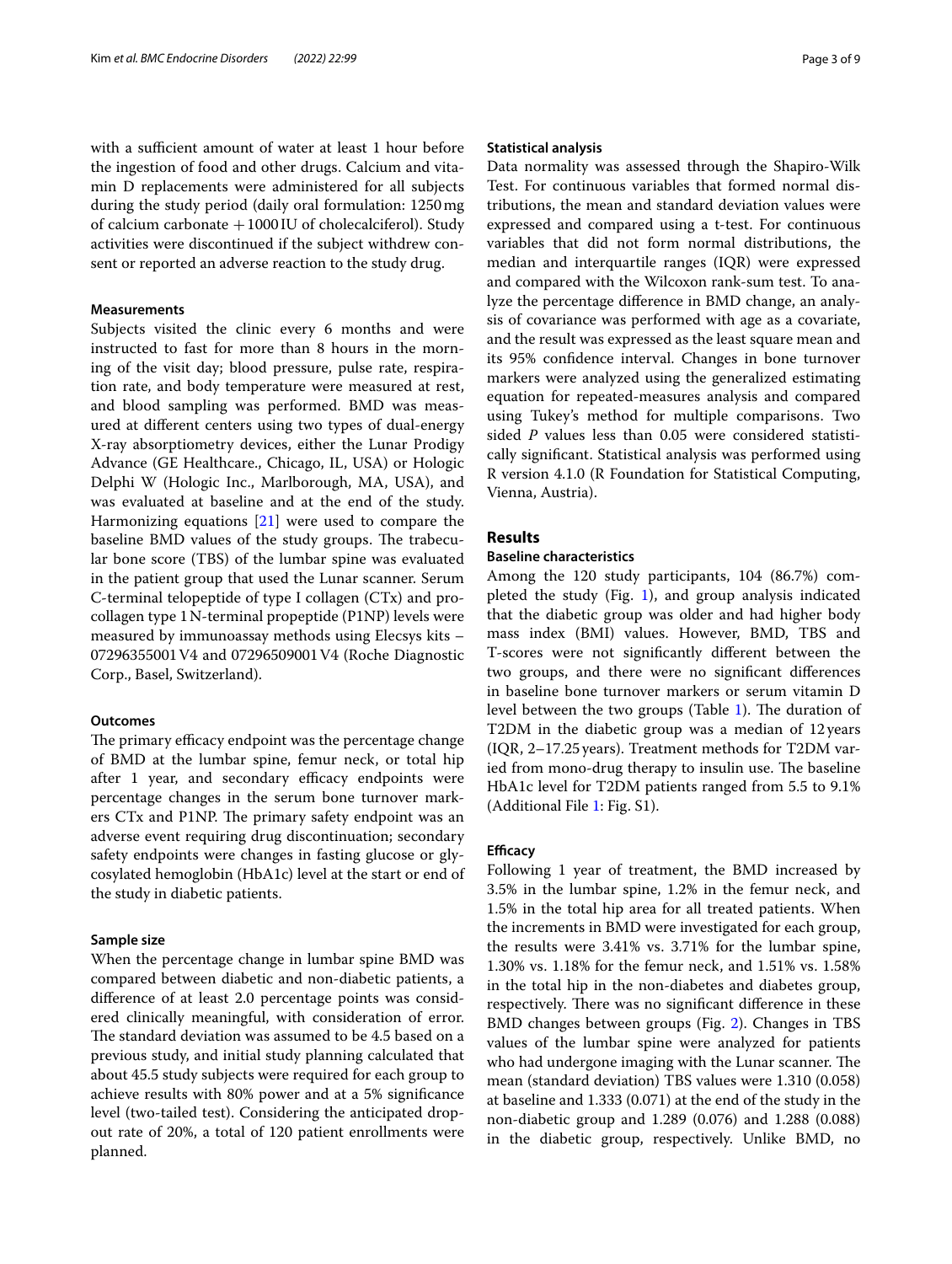with a sufficient amount of water at least 1 hour before the ingestion of food and other drugs. Calcium and vitamin D replacements were administered for all subjects during the study period (daily oral formulation: 1250 mg of calcium carbonate + 1000 IU of cholecalciferol). Study activities were discontinued if the subject withdrew consent or reported an adverse reaction to the study drug.

### Measurements

Subjects visited the clinic every 6 months and were instructed to fast for more than 8 hours in the morning of the visit day; blood pressure, pulse rate, respiration rate, and body temperature were measured at rest, and blood sampling was performed. BMD was measured at different centers using two types of dual-energy X-ray absorptiometry devices, either the Lunar Prodigy Advance (GE Healthcare., Chicago, IL, USA) or Hologic Delphi W (Hologic Inc., Marlborough, MA, USA), and was evaluated at baseline and at the end of the study. Harmonizing equations [21] were used to compare the baseline BMD values of the study groups. The trabecular bone score (TBS) of the lumbar spine was evaluated in the patient group that used the Lunar scanner. Serum C-terminal telopeptide of type I collagen (CTx) and procollagen type 1 N-terminal propeptide (P1NP) levels were measured by immunoassay methods using Elecsys kits – 07296355001 V4 and 07296509001 V4 (Roche Diagnostic Corp., Basel, Switzerland).

### Outcomes

The primary efficacy endpoint was the percentage change of BMD at the lumbar spine, femur neck, or total hip after 1 year, and secondary efficacy endpoints were percentage changes in the serum bone turnover markers CTx and P1NP. The primary safety endpoint was an adverse event requiring drug discontinuation; secondary safety endpoints were changes in fasting glucose or glycosylated hemoglobin (HbA1c) level at the start or end of the study in diabetic patients.

### Sample size

When the percentage change in lumbar spine BMD was compared between diabetic and non-diabetic patients, a difference of at least 2.0 percentage points was considered clinically meaningful, with consideration of error. The standard deviation was assumed to be 4.5 based on a previous study, and initial study planning calculated that about 45.5 study subjects were required for each group to achieve results with 80% power and at a 5% significance level (two-tailed test). Considering the anticipated dropout rate of 20%, a total of 120 patient enrollments were planned.

### Statistical analysis

Data normality was assessed through the Shapiro-Wilk Test. For continuous variables that formed normal distributions, the mean and standard deviation values were expressed and compared using a t-test. For continuous variables that did not form normal distributions, the median and interquartile ranges (IQR) were expressed and compared with the Wilcoxon rank-sum test. To analyze the percentage difference in BMD change, an analysis of covariance was performed with age as a covariate, and the result was expressed as the least square mean and its 95% confidence interval. Changes in bone turnover markers were analyzed using the generalized estimating equation for repeated-measures analysis and compared using Tukey's method for multiple comparisons. Two sided *P* values less than 0.05 were considered statistically significant. Statistical analysis was performed using R version 4.1.0 (R Foundation for Statistical Computing, Vienna, Austria).

## Results

### Baseline characteristics

Among the 120 study participants, 104 (86.7%) completed the study (Fig. 1), and group analysis indicated that the diabetic group was older and had higher body mass index (BMI) values. However, BMD, TBS and T-scores were not significantly different between the two groups, and there were no significant differences in baseline bone turnover markers or serum vitamin D level between the two groups (Table 1). The duration of T2DM in the diabetic group was a median of 12 years (IQR, 2–17.25 years). Treatment methods for T2DM varied from mono-drug therapy to insulin use. The baseline HbA1c level for T2DM patients ranged from 5.5 to 9.1% (Additional File 1: Fig. S1).

### Efficacy

Following 1 year of treatment, the BMD increased by 3.5% in the lumbar spine, 1.2% in the femur neck, and 1.5% in the total hip area for all treated patients. When the increments in BMD were investigated for each group, the results were 3.41% vs. 3.71% for the lumbar spine, 1.30% vs. 1.18% for the femur neck, and 1.51% vs. 1.58% in the total hip in the non-diabetes and diabetes group, respectively. There was no significant difference in these BMD changes between groups (Fig. 2). Changes in TBS values of the lumbar spine were analyzed for patients who had undergone imaging with the Lunar scanner. The mean (standard deviation) TBS values were 1.310 (0.058) at baseline and 1.333 (0.071) at the end of the study in the non-diabetic group and 1.289 (0.076) and 1.288 (0.088) in the diabetic group, respectively. Unlike BMD, no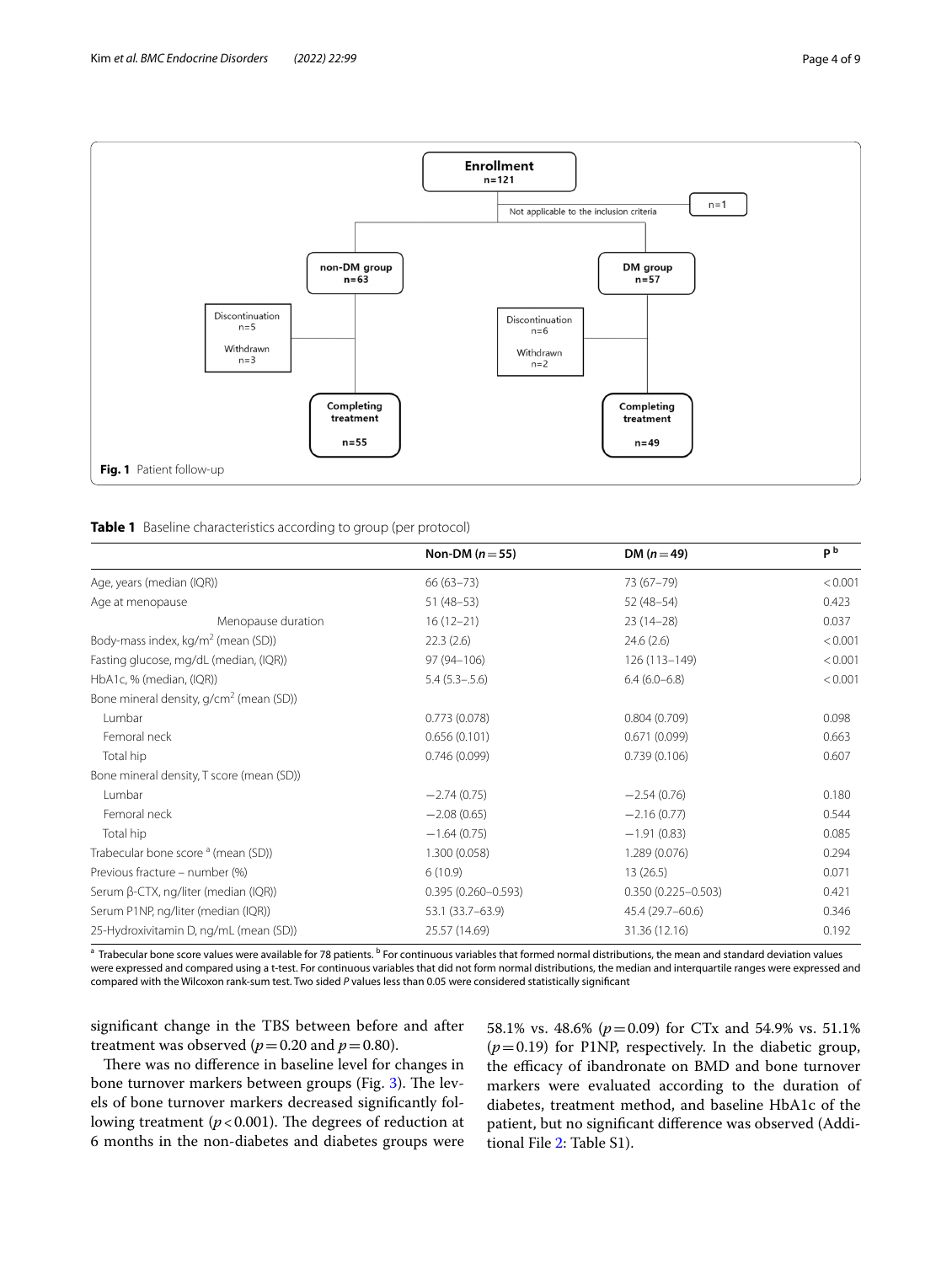**Fig. 1** Patient follow-up

**Table 1** Baseline characteristics according to group (per protocol)

| | Non-DM ($n = 55$) | DM ($n = 49$) | P [b] |
|---|---|---|---|
| Age, years (median (IQR)) | 66 (63–73) | 73 (67–79) | < 0.001 |
| Age at menopause | 51 (48–53) | 52 (48–54) | 0.423 |
| Menopause duration | 16 (12–21) | 23 (14–28) | 0.037 |
| Body-mass index, kg/m$^2$ (mean (SD)) | 22.3 (2.6) | 24.6 (2.6) | < 0.001 |
| Fasting glucose, mg/dL (median, (IQR)) | 97 (94–106) | 126 (113–149) | < 0.001 |
| HbA1c, % (median, (IQR)) | 5.4 (5.3–.5.6) | 6.4 (6.0–6.8) | < 0.001 |
| Bone mineral density, g/cm$^2$ (mean (SD)) | | | |
| Lumbar | 0.773 (0.078) | 0.804 (0.709) | 0.098 |
| Femoral neck | 0.656 (0.101) | 0.671 (0.099) | 0.663 |
| Total hip | 0.746 (0.099) | 0.739 (0.106) | 0.607 |
| Bone mineral density, T score (mean (SD)) | | | |
| Lumbar | −2.74 (0.75) | −2.54 (0.76) | 0.180 |
| Femoral neck | −2.08 (0.65) | −2.16 (0.77) | 0.544 |
| Total hip | −1.64 (0.75) | −1.91 (0.83) | 0.085 |
| Trabecular bone score [a] (mean (SD)) | 1.300 (0.058) | 1.289 (0.076) | 0.294 |
| Previous fracture – number (%) | 6 (10.9) | 13 (26.5) | 0.071 |
| Serum β-CTX, ng/liter (median (IQR)) | 0.395 (0.260–0.593) | 0.350 (0.225–0.503) | 0.421 |
| Serum P1NP, ng/liter (median (IQR)) | 53.1 (33.7–63.9) | 45.4 (29.7–60.6) | 0.346 |
| 25-Hydroxivitamin D, ng/mL (mean (SD)) | 25.57 (14.69) | 31.36 (12.16) | 0.192 |

[a] Trabecular bone score values were available for 78 patients. [b] For continuous variables that formed normal distributions, the mean and standard deviation values were expressed and compared using a t-test. For continuous variables that did not form normal distributions, the median and interquartile ranges were expressed and compared with the Wilcoxon rank-sum test. Two sided *P* values less than 0.05 were considered statistically significant

significant change in the TBS between before and after treatment was observed ($p = 0.20$ and $p = 0.80$).

There was no difference in baseline level for changes in bone turnover markers between groups (Fig. 3). The levels of bone turnover markers decreased significantly following treatment ($p < 0.001$). The degrees of reduction at 6 months in the non-diabetes and diabetes groups were 58.1% vs. 48.6% ($p = 0.09$) for CTx and 54.9% vs. 51.1% ($p = 0.19$) for P1NP, respectively. In the diabetic group, the efficacy of ibandronate on BMD and bone turnover markers were evaluated according to the duration of diabetes, treatment method, and baseline HbA1c of the patient, but no significant difference was observed (Additional File 2: Table S1).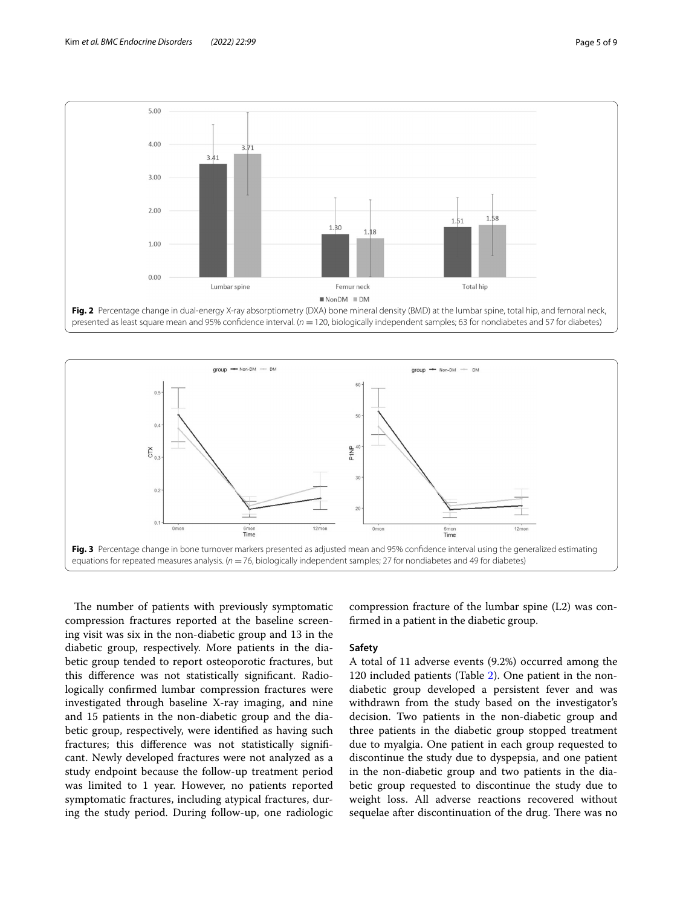**Fig. 2** Percentage change in dual-energy X-ray absorptiometry (DXA) bone mineral density (BMD) at the lumbar spine, total hip, and femoral neck, presented as least square mean and 95% confidence interval. ($n = 120$, biologically independent samples; 63 for nondiabetes and 57 for diabetes)

**Fig. 3** Percentage change in bone turnover markers presented as adjusted mean and 95% confidence interval using the generalized estimating equations for repeated measures analysis. ($n = 76$, biologically independent samples; 27 for nondiabetes and 49 for diabetes)

The number of patients with previously symptomatic compression fractures reported at the baseline screening visit was six in the non-diabetic group and 13 in the diabetic group, respectively. More patients in the diabetic group tended to report osteoporotic fractures, but this difference was not statistically significant. Radiologically confirmed lumbar compression fractures were investigated through baseline X-ray imaging, and nine and 15 patients in the non-diabetic group and the diabetic group, respectively, were identified as having such fractures; this difference was not statistically significant. Newly developed fractures were not analyzed as a study endpoint because the follow-up treatment period was limited to 1 year. However, no patients reported symptomatic fractures, including atypical fractures, during the study period. During follow-up, one radiologic compression fracture of the lumbar spine (L2) was confirmed in a patient in the diabetic group.

## Safety

A total of 11 adverse events (9.2%) occurred among the 120 included patients (Table 2). One patient in the non-diabetic group developed a persistent fever and was withdrawn from the study based on the investigator's decision. Two patients in the non-diabetic group and three patients in the diabetic group stopped treatment due to myalgia. One patient in each group requested to discontinue the study due to dyspepsia, and one patient in the non-diabetic group and two patients in the diabetic group requested to discontinue the study due to weight loss. All adverse reactions recovered without sequelae after discontinuation of the drug. There was no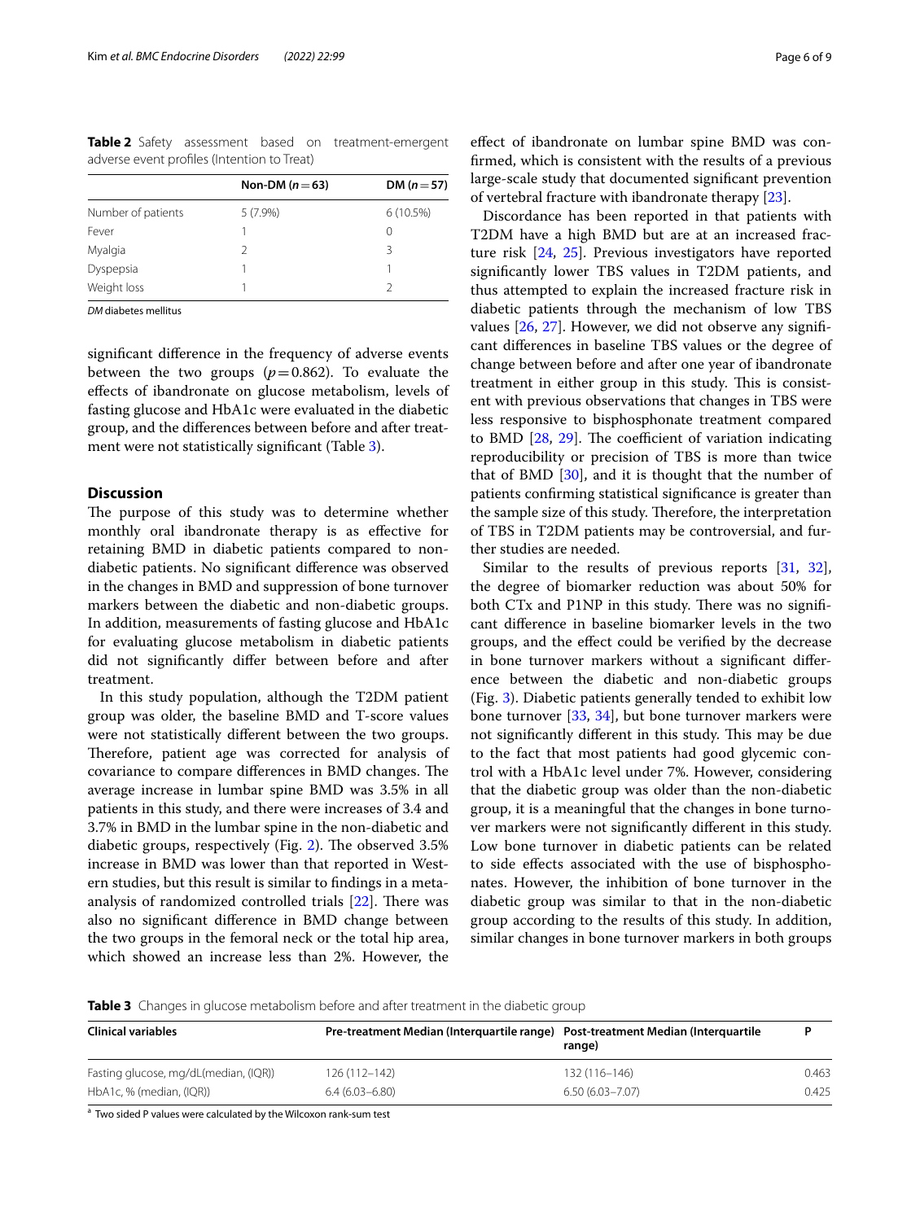**Table 2** Safety assessment based on treatment-emergent adverse event profiles (Intention to Treat)

| | Non-DM ($n=63$) | DM ($n=57$) |
|---|---|---|
| Number of patients | 5 (7.9%) | 6 (10.5%) |
| Fever | 1 | 0 |
| Myalgia | 2 | 3 |
| Dyspepsia | 1 | 1 |
| Weight loss | 1 | 2 |

*DM* diabetes mellitus

significant difference in the frequency of adverse events between the two groups ($p=0.862$). To evaluate the effects of ibandronate on glucose metabolism, levels of fasting glucose and HbA1c were evaluated in the diabetic group, and the differences between before and after treatment were not statistically significant (Table 3).

## Discussion

The purpose of this study was to determine whether monthly oral ibandronate therapy is as effective for retaining BMD in diabetic patients compared to non-diabetic patients. No significant difference was observed in the changes in BMD and suppression of bone turnover markers between the diabetic and non-diabetic groups. In addition, measurements of fasting glucose and HbA1c for evaluating glucose metabolism in diabetic patients did not significantly differ between before and after treatment.

In this study population, although the T2DM patient group was older, the baseline BMD and T-score values were not statistically different between the two groups. Therefore, patient age was corrected for analysis of covariance to compare differences in BMD changes. The average increase in lumbar spine BMD was 3.5% in all patients in this study, and there were increases of 3.4 and 3.7% in BMD in the lumbar spine in the non-diabetic and diabetic groups, respectively (Fig. 2). The observed 3.5% increase in BMD was lower than that reported in Western studies, but this result is similar to findings in a meta-analysis of randomized controlled trials [22]. There was also no significant difference in BMD change between the two groups in the femoral neck or the total hip area, which showed an increase less than 2%. However, the effect of ibandronate on lumbar spine BMD was confirmed, which is consistent with the results of a previous large-scale study that documented significant prevention of vertebral fracture with ibandronate therapy [23].

Discordance has been reported in that patients with T2DM have a high BMD but are at an increased fracture risk [24, 25]. Previous investigators have reported significantly lower TBS values in T2DM patients, and thus attempted to explain the increased fracture risk in diabetic patients through the mechanism of low TBS values [26, 27]. However, we did not observe any significant differences in baseline TBS values or the degree of change between before and after one year of ibandronate treatment in either group in this study. This is consistent with previous observations that changes in TBS were less responsive to bisphosphonate treatment compared to BMD [28, 29]. The coefficient of variation indicating reproducibility or precision of TBS is more than twice that of BMD [30], and it is thought that the number of patients confirming statistical significance is greater than the sample size of this study. Therefore, the interpretation of TBS in T2DM patients may be controversial, and further studies are needed.

Similar to the results of previous reports [31, 32], the degree of biomarker reduction was about 50% for both CTx and P1NP in this study. There was no significant difference in baseline biomarker levels in the two groups, and the effect could be verified by the decrease in bone turnover markers without a significant difference between the diabetic and non-diabetic groups (Fig. 3). Diabetic patients generally tended to exhibit low bone turnover [33, 34], but bone turnover markers were not significantly different in this study. This may be due to the fact that most patients had good glycemic control with a HbA1c level under 7%. However, considering that the diabetic group was older than the non-diabetic group, it is a meaningful that the changes in bone turnover markers were not significantly different in this study. Low bone turnover in diabetic patients can be related to side effects associated with the use of bisphosphonates. However, the inhibition of bone turnover in the diabetic group was similar to that in the non-diabetic group according to the results of this study. In addition, similar changes in bone turnover markers in both groups

**Table 3** Changes in glucose metabolism before and after treatment in the diabetic group

| Clinical variables | Pre-treatment Median (Interquartile range) | Post-treatment Median (Interquartile range) | P |
|---|---|---|---|
| Fasting glucose, mg/dL(median, (IQR)) | 126 (112–142) | 132 (116–146) | 0.463 |
| HbA1c, % (median, (IQR)) | 6.4 (6.03–6.80) | 6.50 (6.03–7.07) | 0.425 |

[a] Two sided P values were calculated by the Wilcoxon rank-sum test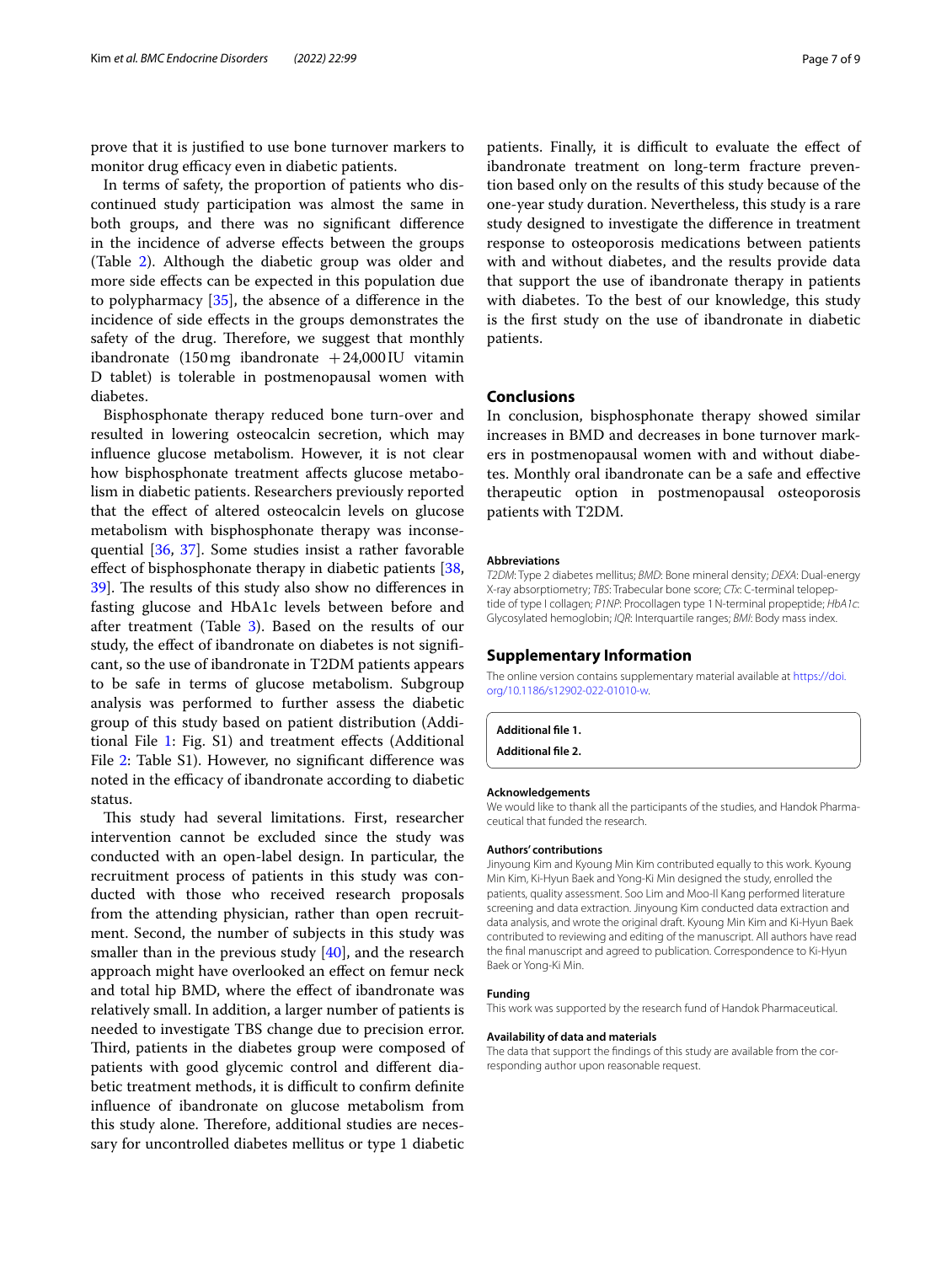prove that it is justified to use bone turnover markers to monitor drug efficacy even in diabetic patients.

In terms of safety, the proportion of patients who discontinued study participation was almost the same in both groups, and there was no significant difference in the incidence of adverse effects between the groups (Table 2). Although the diabetic group was older and more side effects can be expected in this population due to polypharmacy [35], the absence of a difference in the incidence of side effects in the groups demonstrates the safety of the drug. Therefore, we suggest that monthly ibandronate (150 mg ibandronate +24,000 IU vitamin D tablet) is tolerable in postmenopausal women with diabetes.

Bisphosphonate therapy reduced bone turn-over and resulted in lowering osteocalcin secretion, which may influence glucose metabolism. However, it is not clear how bisphosphonate treatment affects glucose metabolism in diabetic patients. Researchers previously reported that the effect of altered osteocalcin levels on glucose metabolism with bisphosphonate therapy was inconsequential [36, 37]. Some studies insist a rather favorable effect of bisphosphonate therapy in diabetic patients [38, 39]. The results of this study also show no differences in fasting glucose and HbA1c levels between before and after treatment (Table 3). Based on the results of our study, the effect of ibandronate on diabetes is not significant, so the use of ibandronate in T2DM patients appears to be safe in terms of glucose metabolism. Subgroup analysis was performed to further assess the diabetic group of this study based on patient distribution (Additional File 1: Fig. S1) and treatment effects (Additional File 2: Table S1). However, no significant difference was noted in the efficacy of ibandronate according to diabetic status.

This study had several limitations. First, researcher intervention cannot be excluded since the study was conducted with an open-label design. In particular, the recruitment process of patients in this study was conducted with those who received research proposals from the attending physician, rather than open recruitment. Second, the number of subjects in this study was smaller than in the previous study [40], and the research approach might have overlooked an effect on femur neck and total hip BMD, where the effect of ibandronate was relatively small. In addition, a larger number of patients is needed to investigate TBS change due to precision error. Third, patients in the diabetes group were composed of patients with good glycemic control and different diabetic treatment methods, it is difficult to confirm definite influence of ibandronate on glucose metabolism from this study alone. Therefore, additional studies are necessary for uncontrolled diabetes mellitus or type 1 diabetic patients. Finally, it is difficult to evaluate the effect of ibandronate treatment on long-term fracture prevention based only on the results of this study because of the one-year study duration. Nevertheless, this study is a rare study designed to investigate the difference in treatment response to osteoporosis medications between patients with and without diabetes, and the results provide data that support the use of ibandronate therapy in patients with diabetes. To the best of our knowledge, this study is the first study on the use of ibandronate in diabetic patients.

## Conclusions

In conclusion, bisphosphonate therapy showed similar increases in BMD and decreases in bone turnover markers in postmenopausal women with and without diabetes. Monthly oral ibandronate can be a safe and effective therapeutic option in postmenopausal osteoporosis patients with T2DM.

#### Abbreviations

*T2DM*: Type 2 diabetes mellitus; *BMD*: Bone mineral density; *DEXA*: Dual-energy X-ray absorptiometry; *TBS*: Trabecular bone score; *CTx*: C-terminal telopeptide of type I collagen; *P1NP*: Procollagen type 1 N-terminal propeptide; *HbA1c*: Glycosylated hemoglobin; *IQR*: Interquartile ranges; *BMI*: Body mass index.

## Supplementary Information

The online version contains supplementary material available at https://doi.org/10.1186/s12902-022-01010-w.

**Additional file 1.**

**Additional file 2.**

#### Acknowledgements

We would like to thank all the participants of the studies, and Handok Pharmaceutical that funded the research.

#### Authors' contributions

Jinyoung Kim and Kyoung Min Kim contributed equally to this work. Kyoung Min Kim, Ki-Hyun Baek and Yong-Ki Min designed the study, enrolled the patients, quality assessment. Soo Lim and Moo-Il Kang performed literature screening and data extraction. Jinyoung Kim conducted data extraction and data analysis, and wrote the original draft. Kyoung Min Kim and Ki-Hyun Baek contributed to reviewing and editing of the manuscript. All authors have read the final manuscript and agreed to publication. Correspondence to Ki-Hyun Baek or Yong-Ki Min.

#### Funding

This work was supported by the research fund of Handok Pharmaceutical.

#### Availability of data and materials

The data that support the findings of this study are available from the corresponding author upon reasonable request.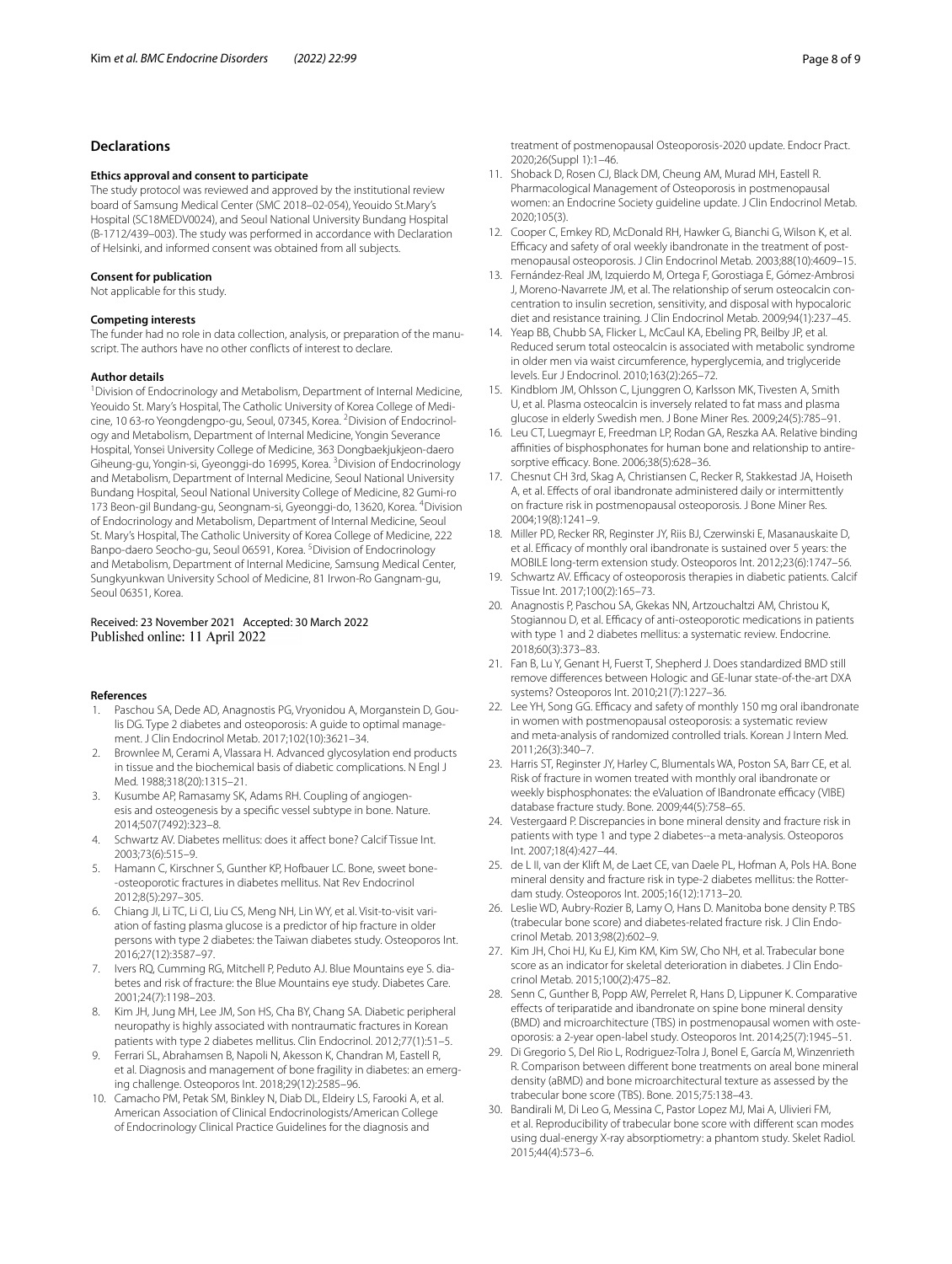## Declarations

### Ethics approval and consent to participate

The study protocol was reviewed and approved by the institutional review board of Samsung Medical Center (SMC 2018–02-054), Yeouido St.Mary's Hospital (SC18MEDV0024), and Seoul National University Bundang Hospital (B-1712/439–003). The study was performed in accordance with Declaration of Helsinki, and informed consent was obtained from all subjects.

### Consent for publication

Not applicable for this study.

### Competing interests

The funder had no role in data collection, analysis, or preparation of the manuscript. The authors have no other conflicts of interest to declare.

### Author details

[1]Division of Endocrinology and Metabolism, Department of Internal Medicine, Yeouido St. Mary's Hospital, The Catholic University of Korea College of Medicine, 10 63-ro Yeongdengpo-gu, Seoul, 07345, Korea. [2]Division of Endocrinology and Metabolism, Department of Internal Medicine, Yongin Severance Hospital, Yonsei University College of Medicine, 363 Dongbaekjukjeon-daero Giheung-gu, Yongin-si, Gyeonggi-do 16995, Korea. [3]Division of Endocrinology and Metabolism, Department of Internal Medicine, Seoul National University Bundang Hospital, Seoul National University College of Medicine, 82 Gumi-ro 173 Beon-gil Bundang-gu, Seongnam-si, Gyeonggi-do, 13620, Korea. [4]Division of Endocrinology and Metabolism, Department of Internal Medicine, Seoul St. Mary's Hospital, The Catholic University of Korea College of Medicine, 222 Banpo-daero Seocho-gu, Seoul 06591, Korea. [5]Division of Endocrinology and Metabolism, Department of Internal Medicine, Samsung Medical Center, Sungkyunkwan University School of Medicine, 81 Irwon-Ro Gangnam-gu, Seoul 06351, Korea.

Received: 23 November 2021 Accepted: 30 March 2022
Published online: 11 April 2022

### References

1. Paschou SA, Dede AD, Anagnostis PG, Vryonidou A, Morganstein D, Goulis DG. Type 2 diabetes and osteoporosis: A guide to optimal management. J Clin Endocrinol Metab. 2017;102(10):3621–34.
2. Brownlee M, Cerami A, Vlassara H. Advanced glycosylation end products in tissue and the biochemical basis of diabetic complications. N Engl J Med. 1988;318(20):1315–21.
3. Kusumbe AP, Ramasamy SK, Adams RH. Coupling of angiogenesis and osteogenesis by a specific vessel subtype in bone. Nature. 2014;507(7492):323–8.
4. Schwartz AV. Diabetes mellitus: does it affect bone? Calcif Tissue Int. 2003;73(6):515–9.
5. Hamann C, Kirschner S, Gunther KP, Hofbauer LC. Bone, sweet bone--osteoporotic fractures in diabetes mellitus. Nat Rev Endocrinol 2012;8(5):297–305.
6. Chiang JI, Li TC, Li CI, Liu CS, Meng NH, Lin WY, et al. Visit-to-visit variation of fasting plasma glucose is a predictor of hip fracture in older persons with type 2 diabetes: the Taiwan diabetes study. Osteoporos Int. 2016;27(12):3587–97.
7. Ivers RQ, Cumming RG, Mitchell P, Peduto AJ. Blue Mountains eye S. diabetes and risk of fracture: the Blue Mountains eye study. Diabetes Care. 2001;24(7):1198–203.
8. Kim JH, Jung MH, Lee JM, Son HS, Cha BY, Chang SA. Diabetic peripheral neuropathy is highly associated with nontraumatic fractures in Korean patients with type 2 diabetes mellitus. Clin Endocrinol. 2012;77(1):51–5.
9. Ferrari SL, Abrahamsen B, Napoli N, Akesson K, Chandran M, Eastell R, et al. Diagnosis and management of bone fragility in diabetes: an emerging challenge. Osteoporos Int. 2018;29(12):2585–96.
10. Camacho PM, Petak SM, Binkley N, Diab DL, Eldeiry LS, Farooki A, et al. American Association of Clinical Endocrinologists/American College of Endocrinology Clinical Practice Guidelines for the diagnosis and treatment of postmenopausal Osteoporosis-2020 update. Endocr Pract. 2020;26(Suppl 1):1–46.
11. Shoback D, Rosen CJ, Black DM, Cheung AM, Murad MH, Eastell R. Pharmacological Management of Osteoporosis in postmenopausal women: an Endocrine Society guideline update. J Clin Endocrinol Metab. 2020;105(3).
12. Cooper C, Emkey RD, McDonald RH, Hawker G, Bianchi G, Wilson K, et al. Efficacy and safety of oral weekly ibandronate in the treatment of postmenopausal osteoporosis. J Clin Endocrinol Metab. 2003;88(10):4609–15.
13. Fernández-Real JM, Izquierdo M, Ortega F, Gorostiaga E, Gómez-Ambrosi J, Moreno-Navarrete JM, et al. The relationship of serum osteocalcin concentration to insulin secretion, sensitivity, and disposal with hypocaloric diet and resistance training. J Clin Endocrinol Metab. 2009;94(1):237–45.
14. Yeap BB, Chubb SA, Flicker L, McCaul KA, Ebeling PR, Beilby JP, et al. Reduced serum total osteocalcin is associated with metabolic syndrome in older men via waist circumference, hyperglycemia, and triglyceride levels. Eur J Endocrinol. 2010;163(2):265–72.
15. Kindblom JM, Ohlsson C, Ljunggren O, Karlsson MK, Tivesten A, Smith U, et al. Plasma osteocalcin is inversely related to fat mass and plasma glucose in elderly Swedish men. J Bone Miner Res. 2009;24(5):785–91.
16. Leu CT, Luegmayr E, Freedman LP, Rodan GA, Reszka AA. Relative binding affinities of bisphosphonates for human bone and relationship to antiresorptive efficacy. Bone. 2006;38(5):628–36.
17. Chesnut CH 3rd, Skag A, Christiansen C, Recker R, Stakkestad JA, Hoiseth A, et al. Effects of oral ibandronate administered daily or intermittently on fracture risk in postmenopausal osteoporosis. J Bone Miner Res. 2004;19(8):1241–9.
18. Miller PD, Recker RR, Reginster JY, Riis BJ, Czerwinski E, Masanauskaite D, et al. Efficacy of monthly oral ibandronate is sustained over 5 years: the MOBILE long-term extension study. Osteoporos Int. 2012;23(6):1747–56.
19. Schwartz AV. Efficacy of osteoporosis therapies in diabetic patients. Calcif Tissue Int. 2017;100(2):165–73.
20. Anagnostis P, Paschou SA, Gkekas NN, Artzouchaltzi AM, Christou K, Stogiannou D, et al. Efficacy of anti-osteoporotic medications in patients with type 1 and 2 diabetes mellitus: a systematic review. Endocrine. 2018;60(3):373–83.
21. Fan B, Lu Y, Genant H, Fuerst T, Shepherd J. Does standardized BMD still remove differences between Hologic and GE-lunar state-of-the-art DXA systems? Osteoporos Int. 2010;21(7):1227–36.
22. Lee YH, Song GG. Efficacy and safety of monthly 150 mg oral ibandronate in women with postmenopausal osteoporosis: a systematic review and meta-analysis of randomized controlled trials. Korean J Intern Med. 2011;26(3):340–7.
23. Harris ST, Reginster JY, Harley C, Blumentals WA, Poston SA, Barr CE, et al. Risk of fracture in women treated with monthly oral ibandronate or weekly bisphosphonates: the eValuation of IBandronate efficacy (VIBE) database fracture study. Bone. 2009;44(5):758–65.
24. Vestergaard P. Discrepancies in bone mineral density and fracture risk in patients with type 1 and type 2 diabetes--a meta-analysis. Osteoporos Int. 2007;18(4):427–44.
25. de L II, van der Klift M, de Laet CE, van Daele PL, Hofman A, Pols HA. Bone mineral density and fracture risk in type-2 diabetes mellitus: the Rotterdam study. Osteoporos Int. 2005;16(12):1713–20.
26. Leslie WD, Aubry-Rozier B, Lamy O, Hans D. Manitoba bone density P. TBS (trabecular bone score) and diabetes-related fracture risk. J Clin Endocrinol Metab. 2013;98(2):602–9.
27. Kim JH, Choi HJ, Ku EJ, Kim KM, Kim SW, Cho NH, et al. Trabecular bone score as an indicator for skeletal deterioration in diabetes. J Clin Endocrinol Metab. 2015;100(2):475–82.
28. Senn C, Gunther B, Popp AW, Perrelet R, Hans D, Lippuner K. Comparative effects of teriparatide and ibandronate on spine bone mineral density (BMD) and microarchitecture (TBS) in postmenopausal women with osteoporosis: a 2-year open-label study. Osteoporos Int. 2014;25(7):1945–51.
29. Di Gregorio S, Del Rio L, Rodriguez-Tolra J, Bonel E, García M, Winzenrieth R. Comparison between different bone treatments on areal bone mineral density (aBMD) and bone microarchitectural texture as assessed by the trabecular bone score (TBS). Bone. 2015;75:138–43.
30. Bandirali M, Di Leo G, Messina C, Pastor Lopez MJ, Mai A, Ulivieri FM, et al. Reproducibility of trabecular bone score with different scan modes using dual-energy X-ray absorptiometry: a phantom study. Skelet Radiol. 2015;44(4):573–6.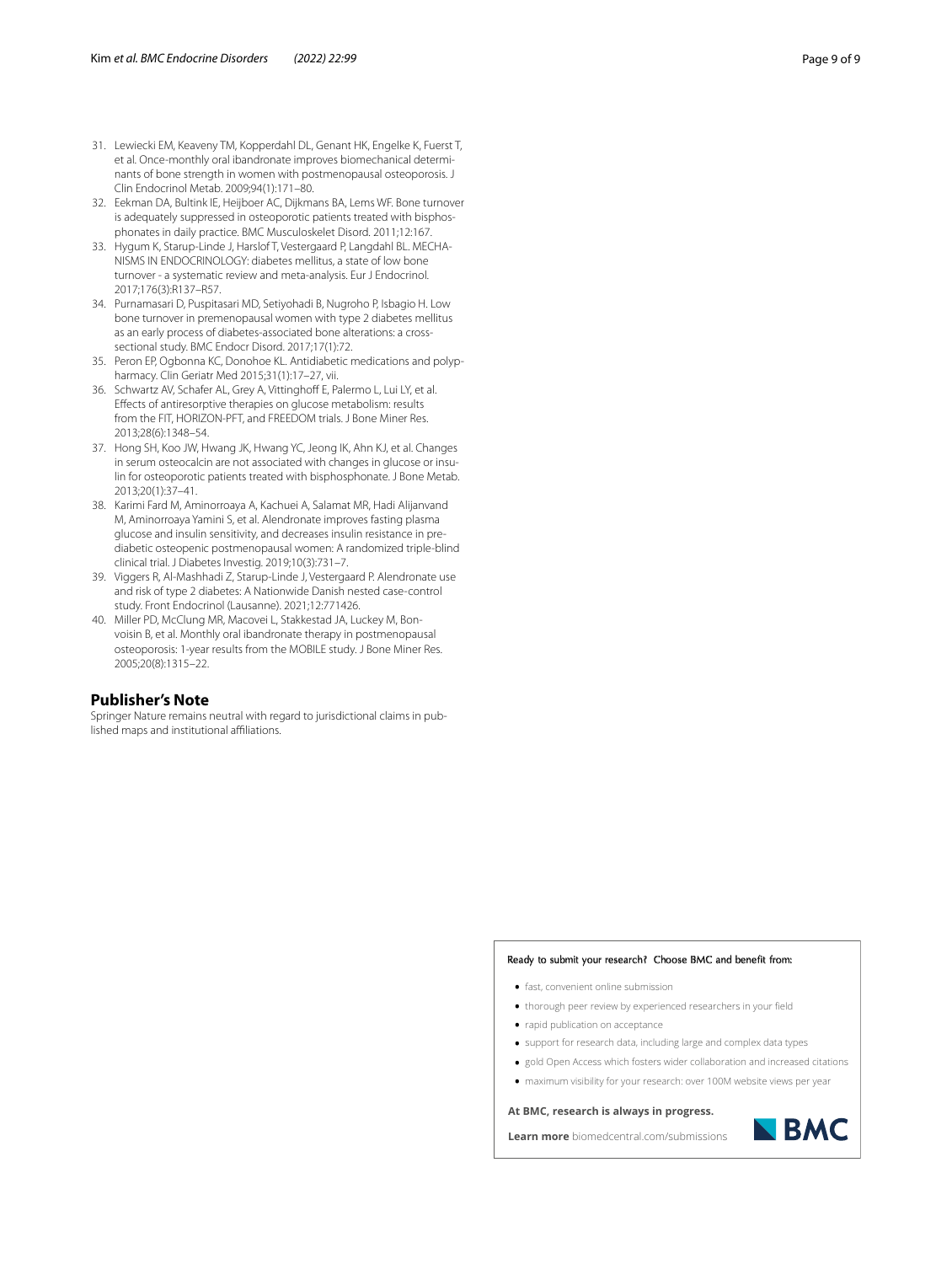31. Lewiecki EM, Keaveny TM, Kopperdahl DL, Genant HK, Engelke K, Fuerst T, et al. Once-monthly oral ibandronate improves biomechanical determinants of bone strength in women with postmenopausal osteoporosis. J Clin Endocrinol Metab. 2009;94(1):171–80.
32. Eekman DA, Bultink IE, Heijboer AC, Dijkmans BA, Lems WF. Bone turnover is adequately suppressed in osteoporotic patients treated with bisphosphonates in daily practice. BMC Musculoskelet Disord. 2011;12:167.
33. Hygum K, Starup-Linde J, Harslof T, Vestergaard P, Langdahl BL. MECHANISMS IN ENDOCRINOLOGY: diabetes mellitus, a state of low bone turnover - a systematic review and meta-analysis. Eur J Endocrinol. 2017;176(3):R137–R57.
34. Purnamasari D, Puspitasari MD, Setiyohadi B, Nugroho P, Isbagio H. Low bone turnover in premenopausal women with type 2 diabetes mellitus as an early process of diabetes-associated bone alterations: a cross-sectional study. BMC Endocr Disord. 2017;17(1):72.
35. Peron EP, Ogbonna KC, Donohoe KL. Antidiabetic medications and polypharmacy. Clin Geriatr Med 2015;31(1):17–27, vii.
36. Schwartz AV, Schafer AL, Grey A, Vittinghoff E, Palermo L, Lui LY, et al. Effects of antiresorptive therapies on glucose metabolism: results from the FIT, HORIZON-PFT, and FREEDOM trials. J Bone Miner Res. 2013;28(6):1348–54.
37. Hong SH, Koo JW, Hwang JK, Hwang YC, Jeong IK, Ahn KJ, et al. Changes in serum osteocalcin are not associated with changes in glucose or insulin for osteoporotic patients treated with bisphosphonate. J Bone Metab. 2013;20(1):37–41.
38. Karimi Fard M, Aminorroaya A, Kachuei A, Salamat MR, Hadi Alijanvand M, Aminorroaya Yamini S, et al. Alendronate improves fasting plasma glucose and insulin sensitivity, and decreases insulin resistance in prediabetic osteopenic postmenopausal women: A randomized triple-blind clinical trial. J Diabetes Investig. 2019;10(3):731–7.
39. Viggers R, Al-Mashhadi Z, Starup-Linde J, Vestergaard P. Alendronate use and risk of type 2 diabetes: A Nationwide Danish nested case-control study. Front Endocrinol (Lausanne). 2021;12:771426.
40. Miller PD, McClung MR, Macovei L, Stakkestad JA, Luckey M, Bonvoisin B, et al. Monthly oral ibandronate therapy in postmenopausal osteoporosis: 1-year results from the MOBILE study. J Bone Miner Res. 2005;20(8):1315–22.

## Publisher's Note

Springer Nature remains neutral with regard to jurisdictional claims in published maps and institutional affiliations.

Ready to submit your research? Choose BMC and benefit from:

- fast, convenient online submission
- thorough peer review by experienced researchers in your field
- rapid publication on acceptance
- support for research data, including large and complex data types
- gold Open Access which fosters wider collaboration and increased citations
- maximum visibility for your research: over 100M website views per year

**At BMC, research is always in progress.**

**Learn more** biomedcentral.com/submissions

BMC